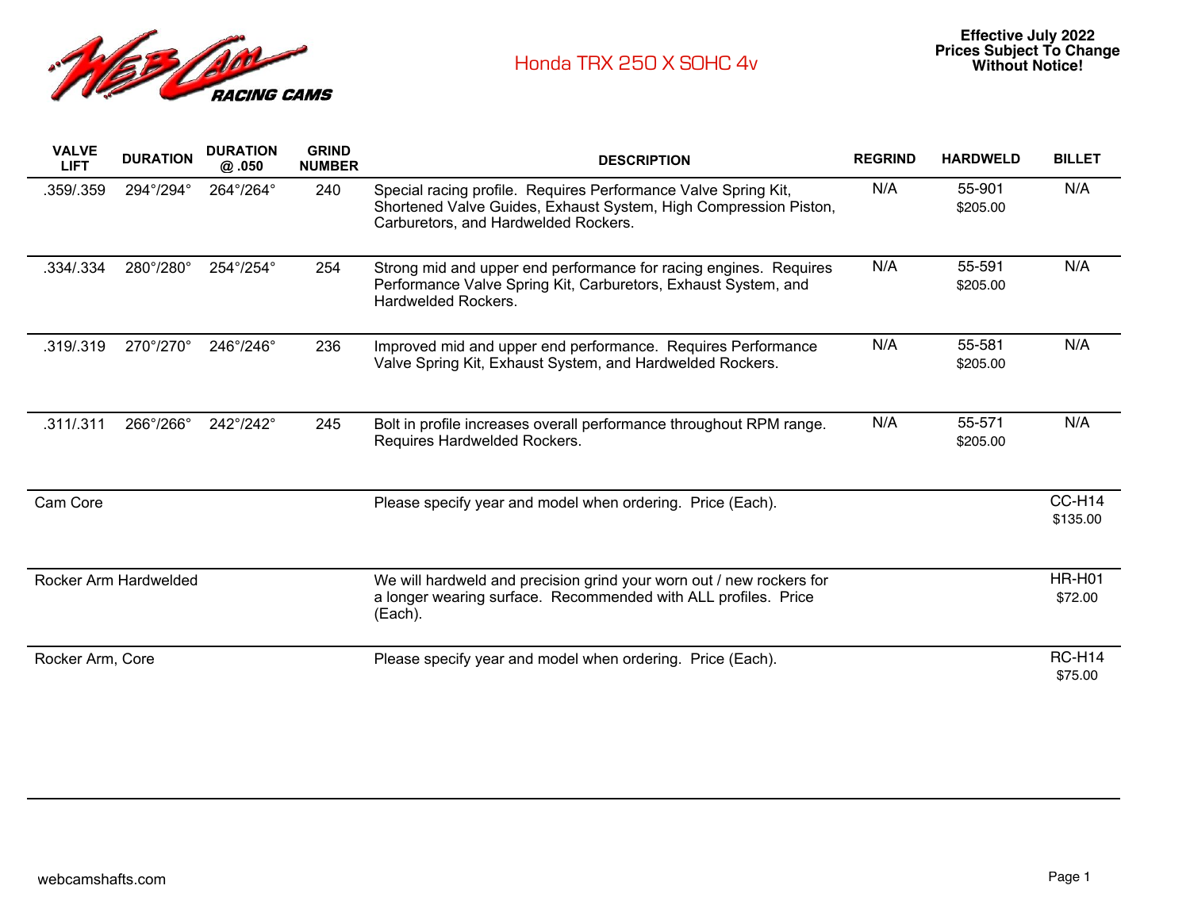# Honda TRX 250 X SOHC 4v

**Effective July 2022**
**Prices Subject To Change Without Notice!**

| VALVE LIFT | DURATION | DURATION @ .050 | GRIND NUMBER | DESCRIPTION | REGRIND | HARDWELD | BILLET |
|---|---|---|---|---|---|---|---|
| .359/.359 | 294°/294° | 264°/264° | 240 | Special racing profile. Requires Performance Valve Spring Kit, Shortened Valve Guides, Exhaust System, High Compression Piston, Carburetors, and Hardwelded Rockers. | N/A | 55-901 $205.00 | N/A |
| .334/.334 | 280°/280° | 254°/254° | 254 | Strong mid and upper end performance for racing engines. Requires Performance Valve Spring Kit, Carburetors, Exhaust System, and Hardwelded Rockers. | N/A | 55-591 $205.00 | N/A |
| .319/.319 | 270°/270° | 246°/246° | 236 | Improved mid and upper end performance. Requires Performance Valve Spring Kit, Exhaust System, and Hardwelded Rockers. | N/A | 55-581 $205.00 | N/A |
| .311/.311 | 266°/266° | 242°/242° | 245 | Bolt in profile increases overall performance throughout RPM range. Requires Hardwelded Rockers. | N/A | 55-571 $205.00 | N/A |
| Cam Core | | | | Please specify year and model when ordering. Price (Each). | | | CC-H14 $135.00 |
| Rocker Arm Hardwelded | | | | We will hardweld and precision grind your worn out / new rockers for a longer wearing surface. Recommended with ALL profiles. Price (Each). | | | HR-H01 $72.00 |
| Rocker Arm, Core | | | | Please specify year and model when ordering. Price (Each). | | | RC-H14 $75.00 |

webcamshafts.com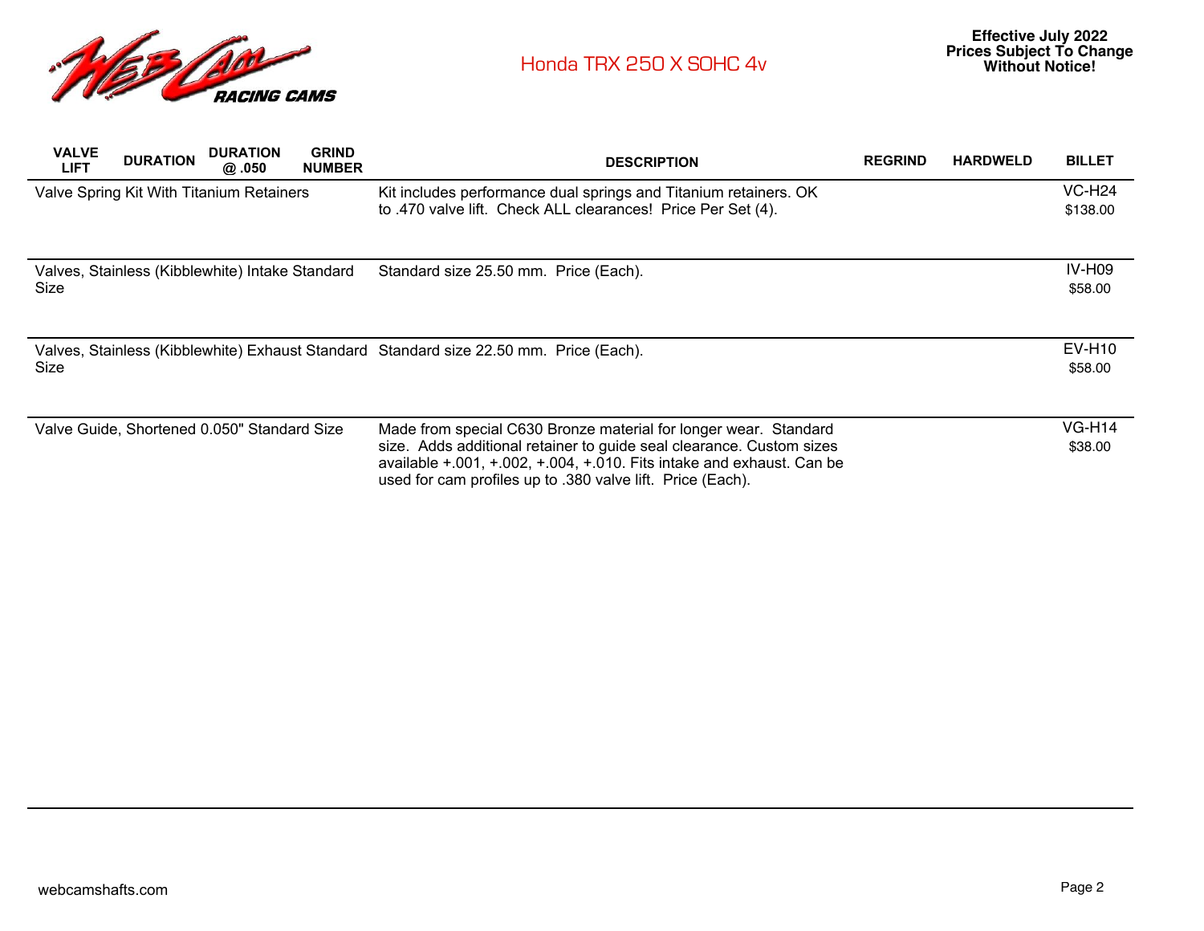# Honda TRX 250 X SOHC 4v

**Effective July 2022**
**Prices Subject To Change Without Notice!**

| VALVE LIFT | DURATION | DURATION @ .050 | GRIND NUMBER | DESCRIPTION | REGRIND | HARDWELD | BILLET |
|---|---|---|---|---|---|---|---|
| Valve Spring Kit With Titanium Retainers | | | | Kit includes performance dual springs and Titanium retainers. OK to .470 valve lift. Check ALL clearances! Price Per Set (4). | | | VC-H24 $138.00 |
| Valves, Stainless (Kibblewhite) Intake Standard Size | | | | Standard size 25.50 mm. Price (Each). | | | IV-H09 $58.00 |
| Valves, Stainless (Kibblewhite) Exhaust Standard Size | | | | Standard size 22.50 mm. Price (Each). | | | EV-H10 $58.00 |
| Valve Guide, Shortened 0.050" Standard Size | | | | Made from special C630 Bronze material for longer wear. Standard size. Adds additional retainer to guide seal clearance. Custom sizes available +.001, +.002, +.004, +.010. Fits intake and exhaust. Can be used for cam profiles up to .380 valve lift. Price (Each). | | | VG-H14 $38.00 |

webcamshafts.com